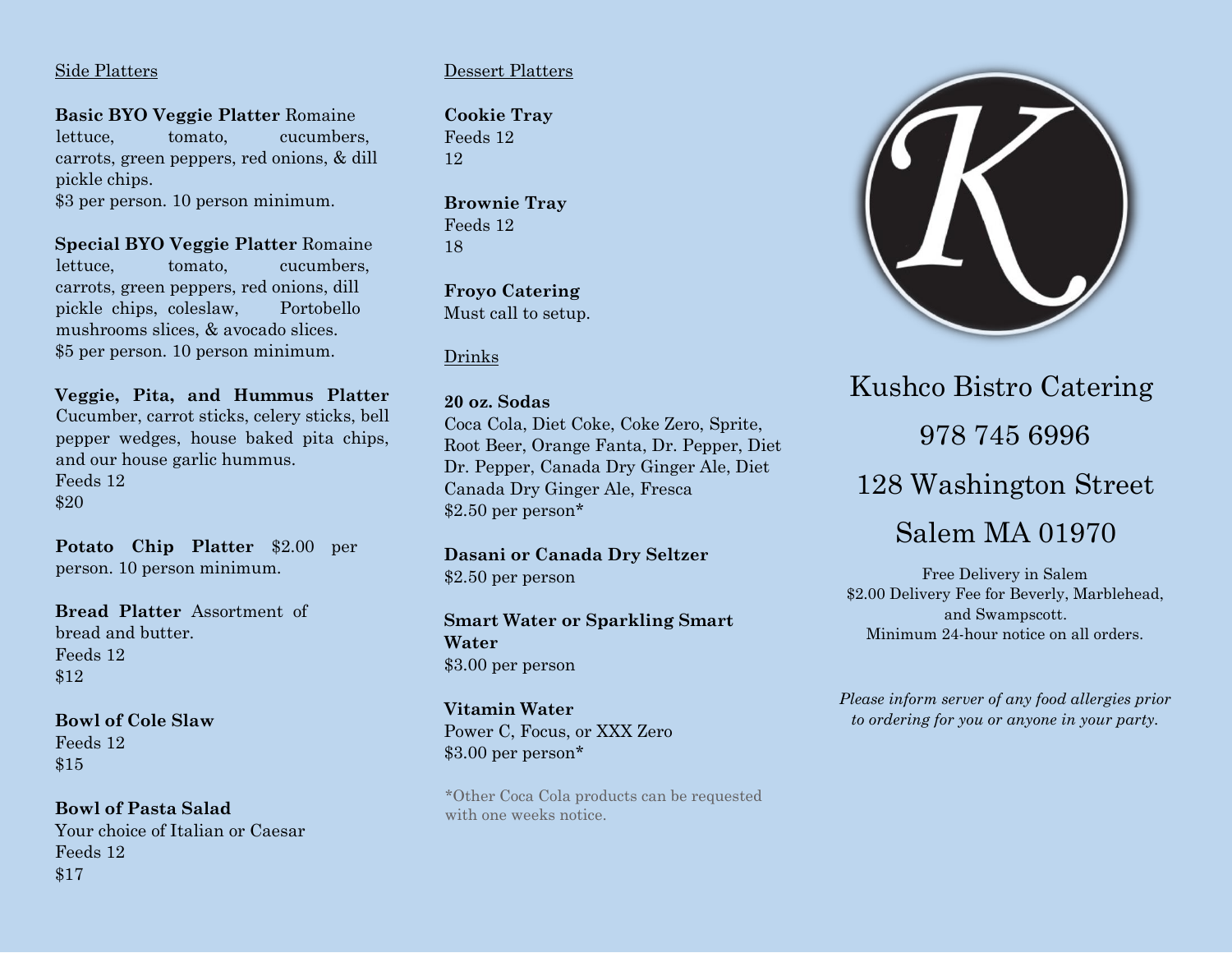## Side Platters

**Basic BYO Veggie Platter** Romaine lettuce, tomato, cucumbers, carrots, green peppers, red onions, & dill pickle chips.
$3 per person. 10 person minimum.

**Special BYO Veggie Platter** Romaine lettuce, tomato, cucumbers, carrots, green peppers, red onions, dill pickle chips, coleslaw, Portobello mushrooms slices, & avocado slices.
$5 per person. 10 person minimum.

**Veggie, Pita, and Hummus Platter** Cucumber, carrot sticks, celery sticks, bell pepper wedges, house baked pita chips, and our house garlic hummus.
Feeds 12
$20

**Potato Chip Platter** $2.00 per person. 10 person minimum.

**Bread Platter** Assortment of bread and butter.
Feeds 12
$12

**Bowl of Cole Slaw**
Feeds 12
$15

**Bowl of Pasta Salad**
Your choice of Italian or Caesar
Feeds 12
$17

## Dessert Platters

**Cookie Tray**
Feeds 12
12

**Brownie Tray**
Feeds 12
18

**Froyo Catering**
Must call to setup.

## Drinks

**20 oz. Sodas**
Coca Cola, Diet Coke, Coke Zero, Sprite, Root Beer, Orange Fanta, Dr. Pepper, Diet Dr. Pepper, Canada Dry Ginger Ale, Diet Canada Dry Ginger Ale, Fresca
$2.50 per person*

**Dasani or Canada Dry Seltzer**
$2.50 per person

**Smart Water or Sparkling Smart Water**
$3.00 per person

**Vitamin Water**
Power C, Focus, or XXX Zero
$3.00 per person*

*Other Coca Cola products can be requested with one weeks notice.

# Kushco Bistro Catering

978 745 6996

128 Washington Street

Salem MA 01970

Free Delivery in Salem
$2.00 Delivery Fee for Beverly, Marblehead, and Swampscott.
Minimum 24-hour notice on all orders.

*Please inform server of any food allergies prior to ordering for you or anyone in your party.*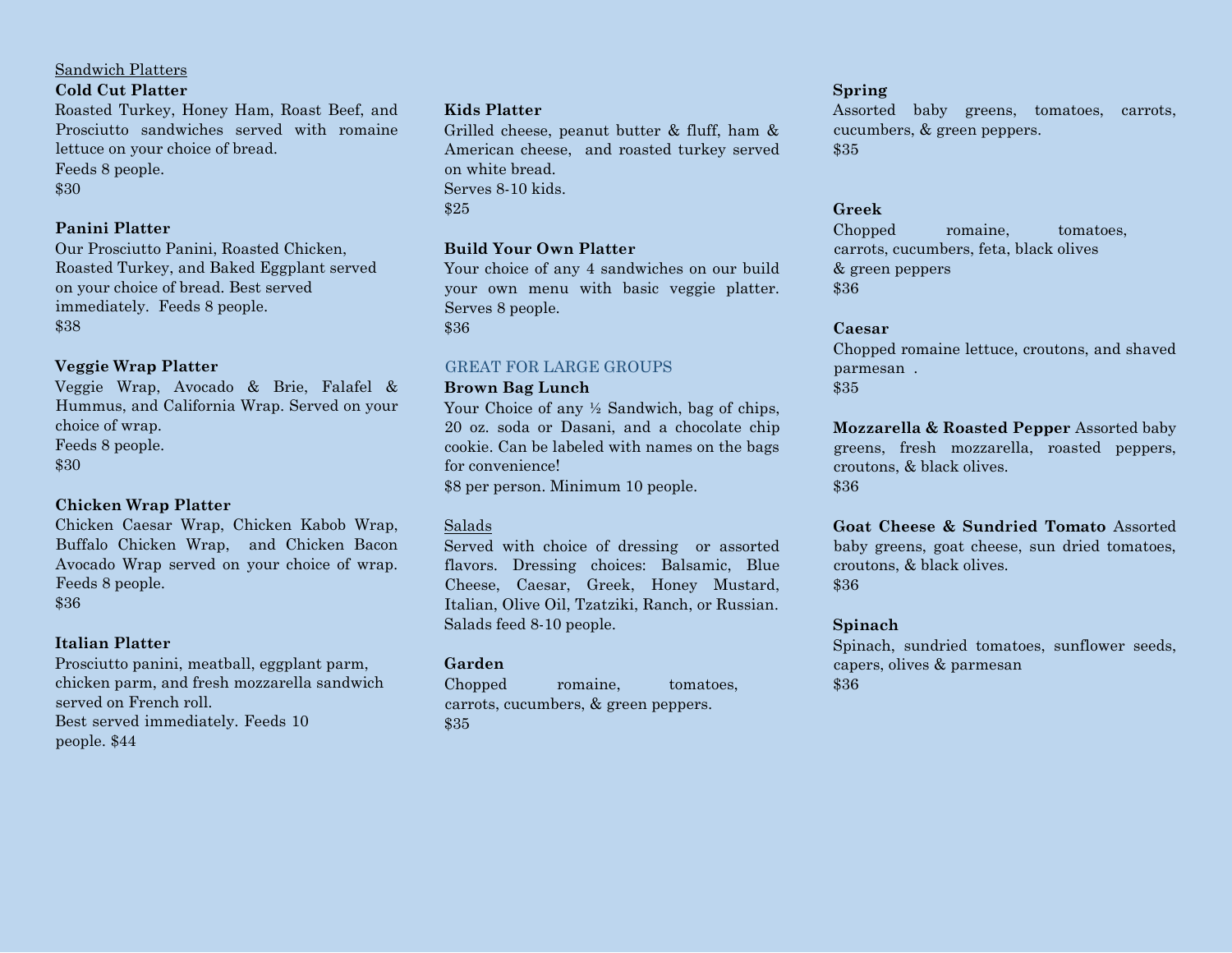## Sandwich Platters

**Cold Cut Platter**

Roasted Turkey, Honey Ham, Roast Beef, and Prosciutto sandwiches served with romaine lettuce on your choice of bread.
Feeds 8 people.
$30

**Panini Platter**

Our Prosciutto Panini, Roasted Chicken, Roasted Turkey, and Baked Eggplant served on your choice of bread. Best served immediately. Feeds 8 people.
$38

**Veggie Wrap Platter**

Veggie Wrap, Avocado & Brie, Falafel & Hummus, and California Wrap. Served on your choice of wrap.
Feeds 8 people.
$30

**Chicken Wrap Platter**

Chicken Caesar Wrap, Chicken Kabob Wrap, Buffalo Chicken Wrap, and Chicken Bacon Avocado Wrap served on your choice of wrap.
Feeds 8 people.
$36

**Italian Platter**

Prosciutto panini, meatball, eggplant parm, chicken parm, and fresh mozzarella sandwich served on French roll.
Best served immediately. Feeds 10 people. $44

**Kids Platter**

Grilled cheese, peanut butter & fluff, ham & American cheese, and roasted turkey served on white bread.
Serves 8-10 kids.
$25

**Build Your Own Platter**

Your choice of any 4 sandwiches on our build your own menu with basic veggie platter.
Serves 8 people.
$36

### GREAT FOR LARGE GROUPS

**Brown Bag Lunch**

Your Choice of any ½ Sandwich, bag of chips, 20 oz. soda or Dasani, and a chocolate chip cookie. Can be labeled with names on the bags for convenience!
$8 per person. Minimum 10 people.

## Salads

Served with choice of dressing or assorted flavors. Dressing choices: Balsamic, Blue Cheese, Caesar, Greek, Honey Mustard, Italian, Olive Oil, Tzatziki, Ranch, or Russian.
Salads feed 8-10 people.

**Garden**

Chopped romaine, tomatoes, carrots, cucumbers, & green peppers.
$35

**Spring**

Assorted baby greens, tomatoes, carrots, cucumbers, & green peppers.
$35

**Greek**

Chopped romaine, tomatoes, carrots, cucumbers, feta, black olives & green peppers
$36

**Caesar**

Chopped romaine lettuce, croutons, and shaved parmesan .
$35

**Mozzarella & Roasted Pepper** Assorted baby greens, fresh mozzarella, roasted peppers, croutons, & black olives.
$36

**Goat Cheese & Sundried Tomato** Assorted baby greens, goat cheese, sun dried tomatoes, croutons, & black olives.
$36

**Spinach**

Spinach, sundried tomatoes, sunflower seeds, capers, olives & parmesan
$36